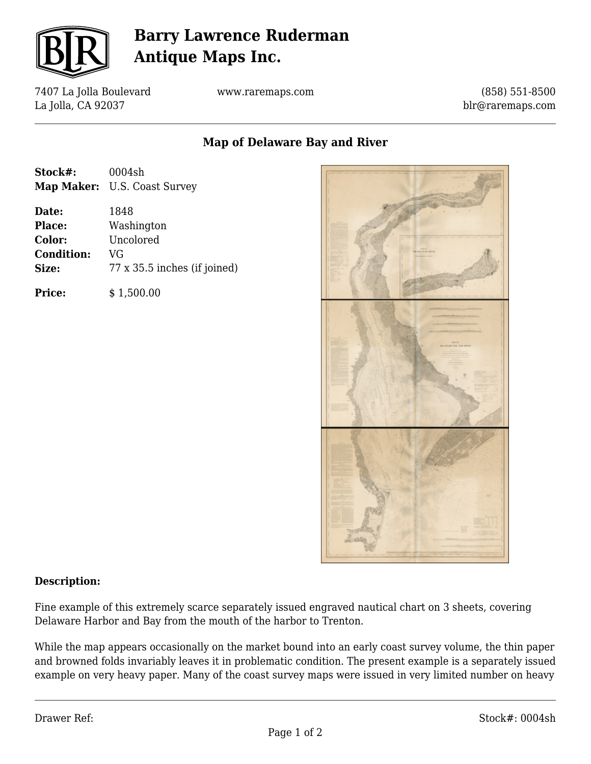# Barry Lawrence Ruderman Antique Maps Inc.

7407 La Jolla Boulevard
La Jolla, CA 92037

www.raremaps.com

(858) 551-8500
blr@raremaps.com

## Map of Delaware Bay and River

**Stock#:** 0004sh
**Map Maker:** U.S. Coast Survey

**Date:** 1848
**Place:** Washington
**Color:** Uncolored
**Condition:** VG
**Size:** 77 x 35.5 inches (if joined)

**Price:** $ 1,500.00

**Description:**

Fine example of this extremely scarce separately issued engraved nautical chart on 3 sheets, covering Delaware Harbor and Bay from the mouth of the harbor to Trenton.

While the map appears occasionally on the market bound into an early coast survey volume, the thin paper and browned folds invariably leaves it in problematic condition. The present example is a separately issued example on very heavy paper. Many of the coast survey maps were issued in very limited number on heavy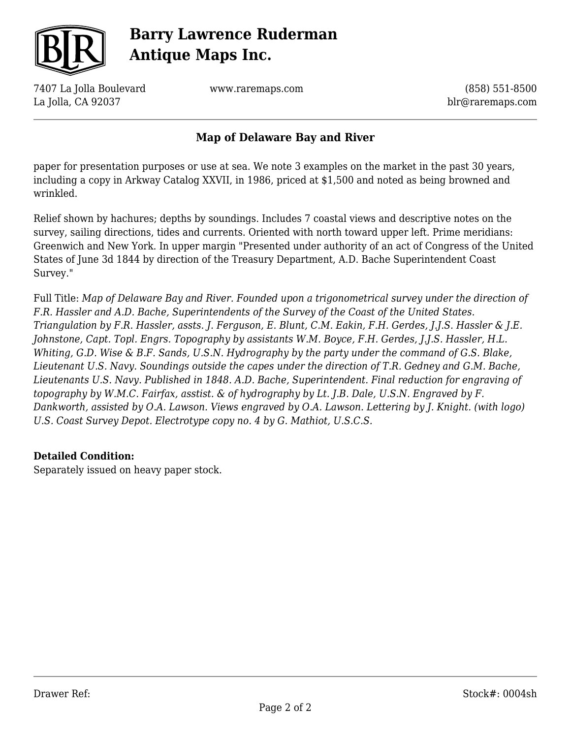## Map of Delaware Bay and River

paper for presentation purposes or use at sea. We note 3 examples on the market in the past 30 years, including a copy in Arkway Catalog XXVII, in 1986, priced at $1,500 and noted as being browned and wrinkled.

Relief shown by hachures; depths by soundings. Includes 7 coastal views and descriptive notes on the survey, sailing directions, tides and currents. Oriented with north toward upper left. Prime meridians: Greenwich and New York. In upper margin "Presented under authority of an act of Congress of the United States of June 3d 1844 by direction of the Treasury Department, A.D. Bache Superintendent Coast Survey."

Full Title: *Map of Delaware Bay and River. Founded upon a trigonometrical survey under the direction of F.R. Hassler and A.D. Bache, Superintendents of the Survey of the Coast of the United States. Triangulation by F.R. Hassler, assts. J. Ferguson, E. Blunt, C.M. Eakin, F.H. Gerdes, J.J.S. Hassler & J.E. Johnstone, Capt. Topl. Engrs. Topography by assistants W.M. Boyce, F.H. Gerdes, J.J.S. Hassler, H.L. Whiting, G.D. Wise & B.F. Sands, U.S.N. Hydrography by the party under the command of G.S. Blake, Lieutenant U.S. Navy. Soundings outside the capes under the direction of T.R. Gedney and G.M. Bache, Lieutenants U.S. Navy. Published in 1848. A.D. Bache, Superintendent. Final reduction for engraving of topography by W.M.C. Fairfax, asstist. & of hydrography by Lt. J.B. Dale, U.S.N. Engraved by F. Dankworth, assisted by O.A. Lawson. Views engraved by O.A. Lawson. Lettering by J. Knight. (with logo) U.S. Coast Survey Depot. Electrotype copy no. 4 by G. Mathiot, U.S.C.S.*

**Detailed Condition:**
Separately issued on heavy paper stock.

Drawer Ref:

Stock#: 0004sh